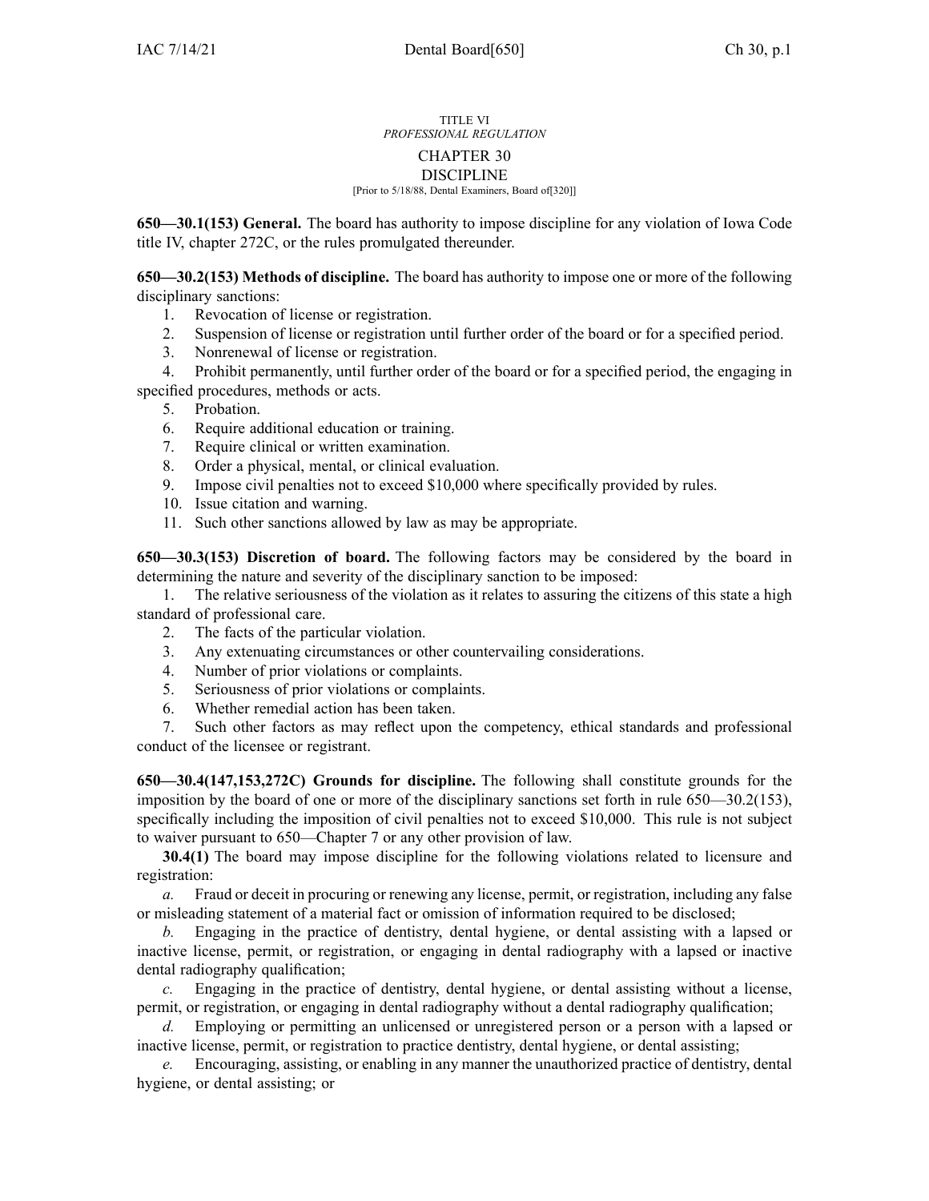TITLE VI
*PROFESSIONAL REGULATION*

# CHAPTER 30
# DISCIPLINE

[Prior to 5/18/88, Dental Examiners, Board of[320]]

**650—30.1(153) General.** The board has authority to impose discipline for any violation of Iowa Code title IV, chapter 272C, or the rules promulgated thereunder.

**650—30.2(153) Methods of discipline.** The board has authority to impose one or more of the following disciplinary sanctions:

1. Revocation of license or registration.
2. Suspension of license or registration until further order of the board or for a specified period.
3. Nonrenewal of license or registration.
4. Prohibit permanently, until further order of the board or for a specified period, the engaging in specified procedures, methods or acts.
5. Probation.
6. Require additional education or training.
7. Require clinical or written examination.
8. Order a physical, mental, or clinical evaluation.
9. Impose civil penalties not to exceed $10,000 where specifically provided by rules.
10. Issue citation and warning.
11. Such other sanctions allowed by law as may be appropriate.

**650—30.3(153) Discretion of board.** The following factors may be considered by the board in determining the nature and severity of the disciplinary sanction to be imposed:

1. The relative seriousness of the violation as it relates to assuring the citizens of this state a high standard of professional care.
2. The facts of the particular violation.
3. Any extenuating circumstances or other countervailing considerations.
4. Number of prior violations or complaints.
5. Seriousness of prior violations or complaints.
6. Whether remedial action has been taken.
7. Such other factors as may reflect upon the competency, ethical standards and professional conduct of the licensee or registrant.

**650—30.4(147,153,272C) Grounds for discipline.** The following shall constitute grounds for the imposition by the board of one or more of the disciplinary sanctions set forth in rule 650—30.2(153), specifically including the imposition of civil penalties not to exceed $10,000. This rule is not subject to waiver pursuant to 650—Chapter 7 or any other provision of law.

**30.4(1)** The board may impose discipline for the following violations related to licensure and registration:

*a.* Fraud or deceit in procuring or renewing any license, permit, or registration, including any false or misleading statement of a material fact or omission of information required to be disclosed;

*b.* Engaging in the practice of dentistry, dental hygiene, or dental assisting with a lapsed or inactive license, permit, or registration, or engaging in dental radiography with a lapsed or inactive dental radiography qualification;

*c.* Engaging in the practice of dentistry, dental hygiene, or dental assisting without a license, permit, or registration, or engaging in dental radiography without a dental radiography qualification;

*d.* Employing or permitting an unlicensed or unregistered person or a person with a lapsed or inactive license, permit, or registration to practice dentistry, dental hygiene, or dental assisting;

*e.* Encouraging, assisting, or enabling in any manner the unauthorized practice of dentistry, dental hygiene, or dental assisting; or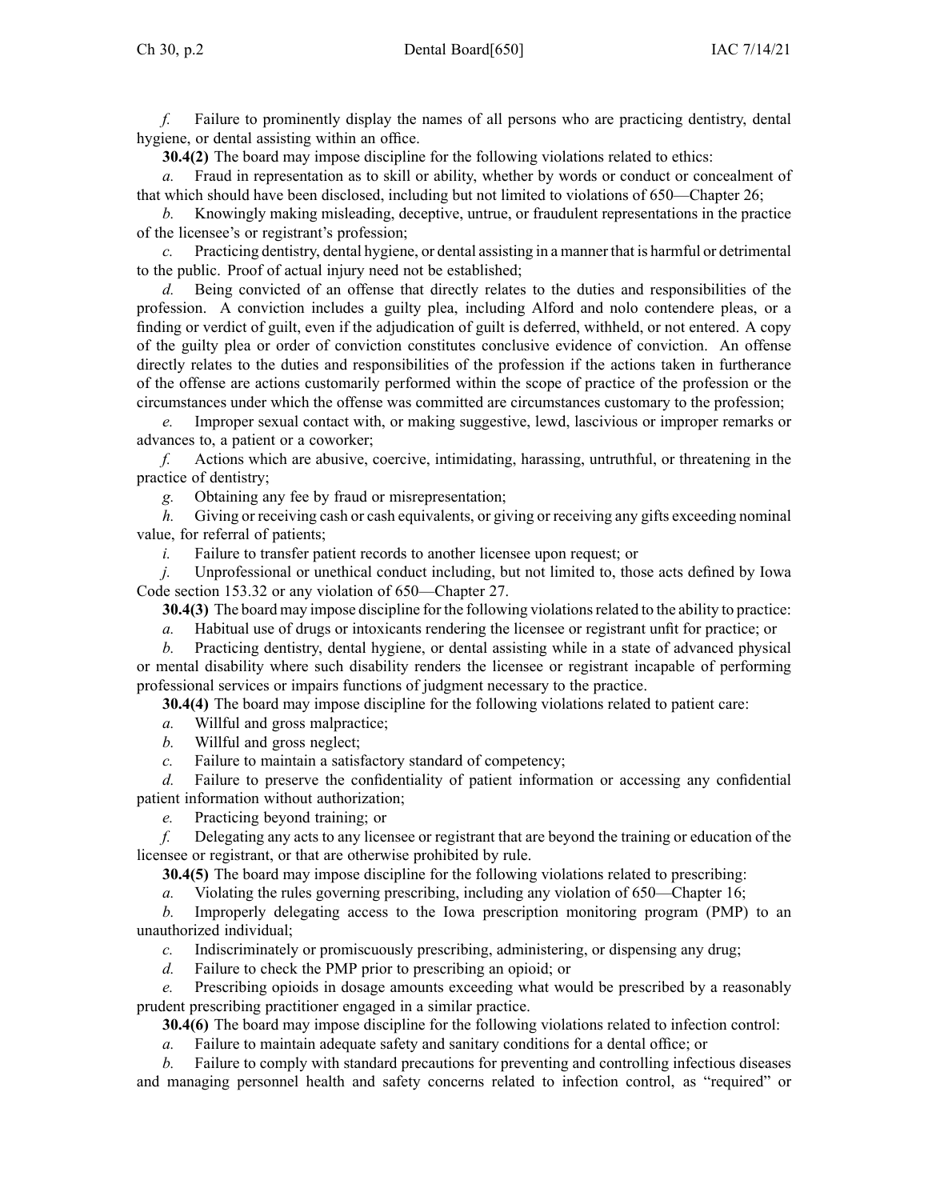*f.* Failure to prominently display the names of all persons who are practicing dentistry, dental hygiene, or dental assisting within an office.

**30.4(2)** The board may impose discipline for the following violations related to ethics:

*a.* Fraud in representation as to skill or ability, whether by words or conduct or concealment of that which should have been disclosed, including but not limited to violations of 650—Chapter 26;

*b.* Knowingly making misleading, deceptive, untrue, or fraudulent representations in the practice of the licensee's or registrant's profession;

*c.* Practicing dentistry, dental hygiene, or dental assisting in a manner that is harmful or detrimental to the public. Proof of actual injury need not be established;

*d.* Being convicted of an offense that directly relates to the duties and responsibilities of the profession. A conviction includes a guilty plea, including Alford and nolo contendere pleas, or a finding or verdict of guilt, even if the adjudication of guilt is deferred, withheld, or not entered. A copy of the guilty plea or order of conviction constitutes conclusive evidence of conviction. An offense directly relates to the duties and responsibilities of the profession if the actions taken in furtherance of the offense are actions customarily performed within the scope of practice of the profession or the circumstances under which the offense was committed are circumstances customary to the profession;

*e.* Improper sexual contact with, or making suggestive, lewd, lascivious or improper remarks or advances to, a patient or a coworker;

*f.* Actions which are abusive, coercive, intimidating, harassing, untruthful, or threatening in the practice of dentistry;

*g.* Obtaining any fee by fraud or misrepresentation;

*h.* Giving or receiving cash or cash equivalents, or giving or receiving any gifts exceeding nominal value, for referral of patients;

*i.* Failure to transfer patient records to another licensee upon request; or

*j.* Unprofessional or unethical conduct including, but not limited to, those acts defined by Iowa Code section 153.32 or any violation of 650—Chapter 27.

**30.4(3)** The board may impose discipline for the following violations related to the ability to practice:

*a.* Habitual use of drugs or intoxicants rendering the licensee or registrant unfit for practice; or

*b.* Practicing dentistry, dental hygiene, or dental assisting while in a state of advanced physical or mental disability where such disability renders the licensee or registrant incapable of performing professional services or impairs functions of judgment necessary to the practice.

**30.4(4)** The board may impose discipline for the following violations related to patient care:

*a.* Willful and gross malpractice;

*b.* Willful and gross neglect;

*c.* Failure to maintain a satisfactory standard of competency;

*d.* Failure to preserve the confidentiality of patient information or accessing any confidential patient information without authorization;

*e.* Practicing beyond training; or

*f.* Delegating any acts to any licensee or registrant that are beyond the training or education of the licensee or registrant, or that are otherwise prohibited by rule.

**30.4(5)** The board may impose discipline for the following violations related to prescribing:

*a.* Violating the rules governing prescribing, including any violation of 650—Chapter 16;

*b.* Improperly delegating access to the Iowa prescription monitoring program (PMP) to an unauthorized individual;

*c.* Indiscriminately or promiscuously prescribing, administering, or dispensing any drug;

*d.* Failure to check the PMP prior to prescribing an opioid; or

*e.* Prescribing opioids in dosage amounts exceeding what would be prescribed by a reasonably prudent prescribing practitioner engaged in a similar practice.

**30.4(6)** The board may impose discipline for the following violations related to infection control:

*a.* Failure to maintain adequate safety and sanitary conditions for a dental office; or

*b.* Failure to comply with standard precautions for preventing and controlling infectious diseases and managing personnel health and safety concerns related to infection control, as "required" or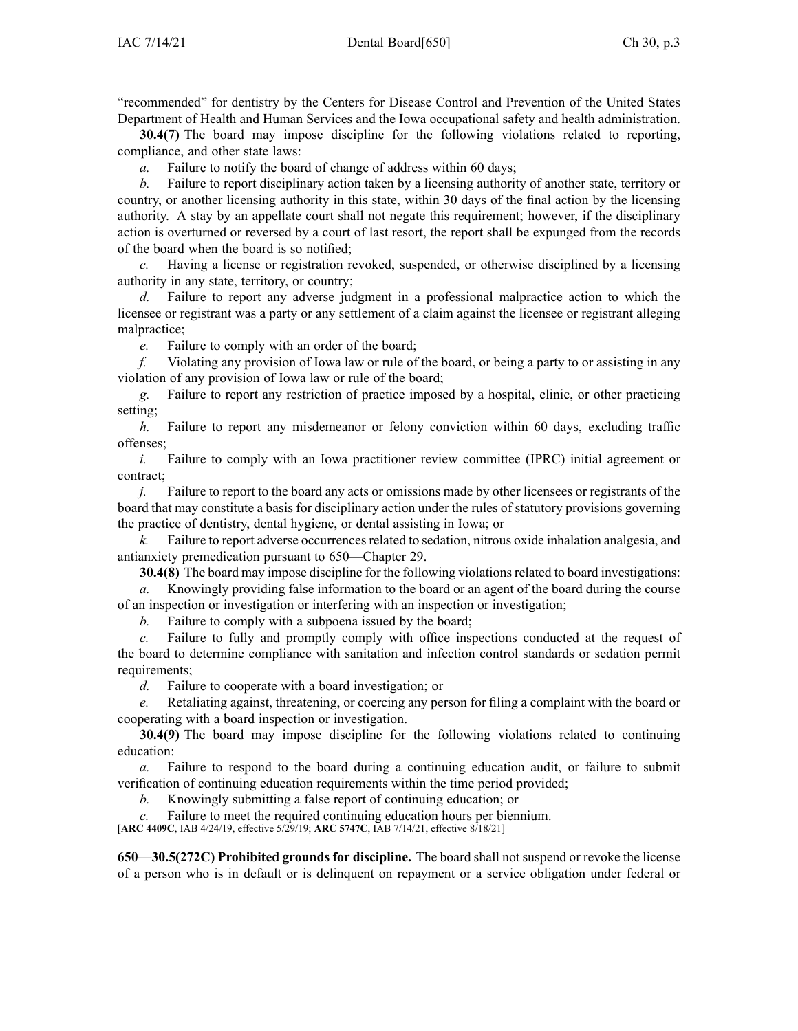"recommended" for dentistry by the Centers for Disease Control and Prevention of the United States Department of Health and Human Services and the Iowa occupational safety and health administration.

**30.4(7)** The board may impose discipline for the following violations related to reporting, compliance, and other state laws:

*a.* Failure to notify the board of change of address within 60 days;

*b.* Failure to report disciplinary action taken by a licensing authority of another state, territory or country, or another licensing authority in this state, within 30 days of the final action by the licensing authority. A stay by an appellate court shall not negate this requirement; however, if the disciplinary action is overturned or reversed by a court of last resort, the report shall be expunged from the records of the board when the board is so notified;

*c.* Having a license or registration revoked, suspended, or otherwise disciplined by a licensing authority in any state, territory, or country;

*d.* Failure to report any adverse judgment in a professional malpractice action to which the licensee or registrant was a party or any settlement of a claim against the licensee or registrant alleging malpractice;

*e.* Failure to comply with an order of the board;

*f.* Violating any provision of Iowa law or rule of the board, or being a party to or assisting in any violation of any provision of Iowa law or rule of the board;

*g.* Failure to report any restriction of practice imposed by a hospital, clinic, or other practicing setting;

*h.* Failure to report any misdemeanor or felony conviction within 60 days, excluding traffic offenses;

*i.* Failure to comply with an Iowa practitioner review committee (IPRC) initial agreement or contract;

*j.* Failure to report to the board any acts or omissions made by other licensees or registrants of the board that may constitute a basis for disciplinary action under the rules of statutory provisions governing the practice of dentistry, dental hygiene, or dental assisting in Iowa; or

*k.* Failure to report adverse occurrences related to sedation, nitrous oxide inhalation analgesia, and antianxiety premedication pursuant to 650—Chapter 29.

**30.4(8)** The board may impose discipline for the following violations related to board investigations:

*a.* Knowingly providing false information to the board or an agent of the board during the course of an inspection or investigation or interfering with an inspection or investigation;

*b.* Failure to comply with a subpoena issued by the board;

*c.* Failure to fully and promptly comply with office inspections conducted at the request of the board to determine compliance with sanitation and infection control standards or sedation permit requirements;

*d.* Failure to cooperate with a board investigation; or

*e.* Retaliating against, threatening, or coercing any person for filing a complaint with the board or cooperating with a board inspection or investigation.

**30.4(9)** The board may impose discipline for the following violations related to continuing education:

*a.* Failure to respond to the board during a continuing education audit, or failure to submit verification of continuing education requirements within the time period provided;

*b.* Knowingly submitting a false report of continuing education; or

*c.* Failure to meet the required continuing education hours per biennium.

[**ARC 4409C**, IAB 4/24/19, effective 5/29/19; **ARC 5747C**, IAB 7/14/21, effective 8/18/21]

**650—30.5(272C) Prohibited grounds for discipline.** The board shall not suspend or revoke the license of a person who is in default or is delinquent on repayment or a service obligation under federal or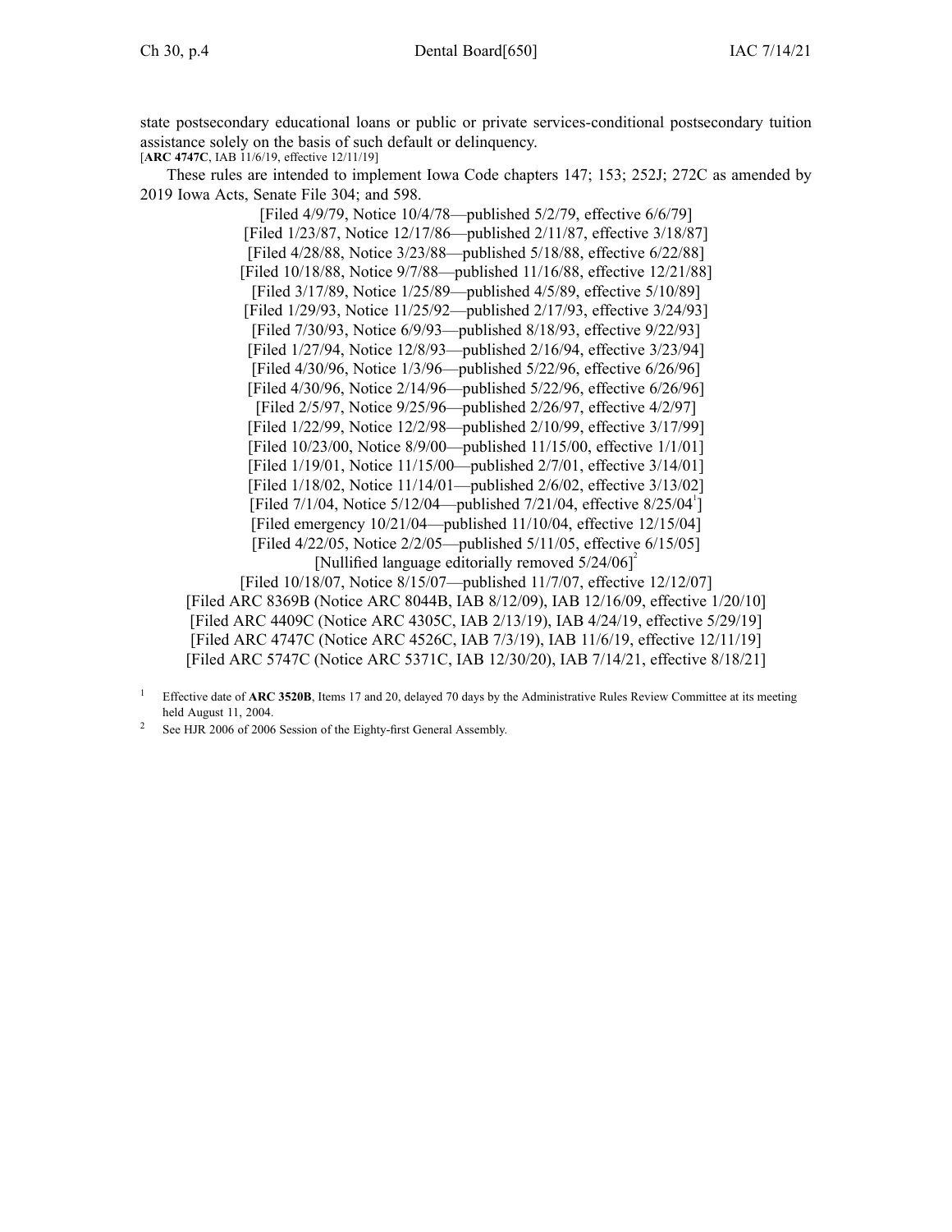state postsecondary educational loans or public or private services-conditional postsecondary tuition assistance solely on the basis of such default or delinquency.
[**ARC 4747C**, IAB 11/6/19, effective 12/11/19]

These rules are intended to implement Iowa Code chapters 147; 153; 252J; 272C as amended by 2019 Iowa Acts, Senate File 304; and 598.

[Filed 4/9/79, Notice 10/4/78—published 5/2/79, effective 6/6/79]
[Filed 1/23/87, Notice 12/17/86—published 2/11/87, effective 3/18/87]
[Filed 4/28/88, Notice 3/23/88—published 5/18/88, effective 6/22/88]
[Filed 10/18/88, Notice 9/7/88—published 11/16/88, effective 12/21/88]
[Filed 3/17/89, Notice 1/25/89—published 4/5/89, effective 5/10/89]
[Filed 1/29/93, Notice 11/25/92—published 2/17/93, effective 3/24/93]
[Filed 7/30/93, Notice 6/9/93—published 8/18/93, effective 9/22/93]
[Filed 1/27/94, Notice 12/8/93—published 2/16/94, effective 3/23/94]
[Filed 4/30/96, Notice 1/3/96—published 5/22/96, effective 6/26/96]
[Filed 4/30/96, Notice 2/14/96—published 5/22/96, effective 6/26/96]
[Filed 2/5/97, Notice 9/25/96—published 2/26/97, effective 4/2/97]
[Filed 1/22/99, Notice 12/2/98—published 2/10/99, effective 3/17/99]
[Filed 10/23/00, Notice 8/9/00—published 11/15/00, effective 1/1/01]
[Filed 1/19/01, Notice 11/15/00—published 2/7/01, effective 3/14/01]
[Filed 1/18/02, Notice 11/14/01—published 2/6/02, effective 3/13/02]
[Filed 7/1/04, Notice 5/12/04—published 7/21/04, effective 8/25/04[1]]
[Filed emergency 10/21/04—published 11/10/04, effective 12/15/04]
[Filed 4/22/05, Notice 2/2/05—published 5/11/05, effective 6/15/05]
[Nullified language editorially removed 5/24/06][2]
[Filed 10/18/07, Notice 8/15/07—published 11/7/07, effective 12/12/07]
[Filed ARC 8369B (Notice ARC 8044B, IAB 8/12/09), IAB 12/16/09, effective 1/20/10]
[Filed ARC 4409C (Notice ARC 4305C, IAB 2/13/19), IAB 4/24/19, effective 5/29/19]
[Filed ARC 4747C (Notice ARC 4526C, IAB 7/3/19), IAB 11/6/19, effective 12/11/19]
[Filed ARC 5747C (Notice ARC 5371C, IAB 12/30/20), IAB 7/14/21, effective 8/18/21]

[1] Effective date of **ARC 3520B**, Items 17 and 20, delayed 70 days by the Administrative Rules Review Committee at its meeting held August 11, 2004.

[2] See HJR 2006 of 2006 Session of the Eighty-first General Assembly.